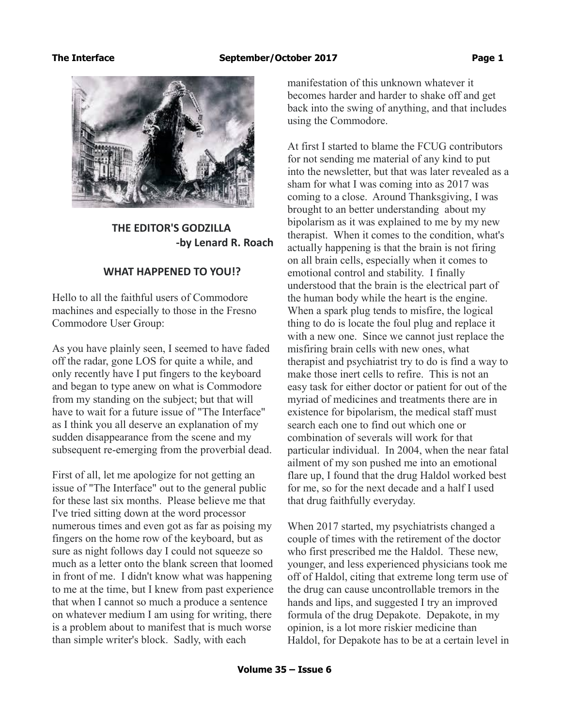## THE EDITOR'S GODZILLA
**-by Lenard R. Roach**

### WHAT HAPPENED TO YOU!?

Hello to all the faithful users of Commodore machines and especially to those in the Fresno Commodore User Group:

As you have plainly seen, I seemed to have faded off the radar, gone LOS for quite a while, and only recently have I put fingers to the keyboard and began to type anew on what is Commodore from my standing on the subject; but that will have to wait for a future issue of "The Interface" as I think you all deserve an explanation of my sudden disappearance from the scene and my subsequent re-emerging from the proverbial dead.

First of all, let me apologize for not getting an issue of "The Interface" out to the general public for these last six months. Please believe me that I've tried sitting down at the word processor numerous times and even got as far as poising my fingers on the home row of the keyboard, but as sure as night follows day I could not squeeze so much as a letter onto the blank screen that loomed in front of me. I didn't know what was happening to me at the time, but I knew from past experience that when I cannot so much a produce a sentence on whatever medium I am using for writing, there is a problem about to manifest that is much worse than simple writer's block. Sadly, with each manifestation of this unknown whatever it becomes harder and harder to shake off and get back into the swing of anything, and that includes using the Commodore.

At first I started to blame the FCUG contributors for not sending me material of any kind to put into the newsletter, but that was later revealed as a sham for what I was coming into as 2017 was coming to a close. Around Thanksgiving, I was brought to an better understanding about my bipolarism as it was explained to me by my new therapist. When it comes to the condition, what's actually happening is that the brain is not firing on all brain cells, especially when it comes to emotional control and stability. I finally understood that the brain is the electrical part of the human body while the heart is the engine. When a spark plug tends to misfire, the logical thing to do is locate the foul plug and replace it with a new one. Since we cannot just replace the misfiring brain cells with new ones, what therapist and psychiatrist try to do is find a way to make those inert cells to refire. This is not an easy task for either doctor or patient for out of the myriad of medicines and treatments there are in existence for bipolarism, the medical staff must search each one to find out which one or combination of severals will work for that particular individual. In 2004, when the near fatal ailment of my son pushed me into an emotional flare up, I found that the drug Haldol worked best for me, so for the next decade and a half I used that drug faithfully everyday.

When 2017 started, my psychiatrists changed a couple of times with the retirement of the doctor who first prescribed me the Haldol. These new, younger, and less experienced physicians took me off of Haldol, citing that extreme long term use of the drug can cause uncontrollable tremors in the hands and lips, and suggested I try an improved formula of the drug Depakote. Depakote, in my opinion, is a lot more riskier medicine than Haldol, for Depakote has to be at a certain level in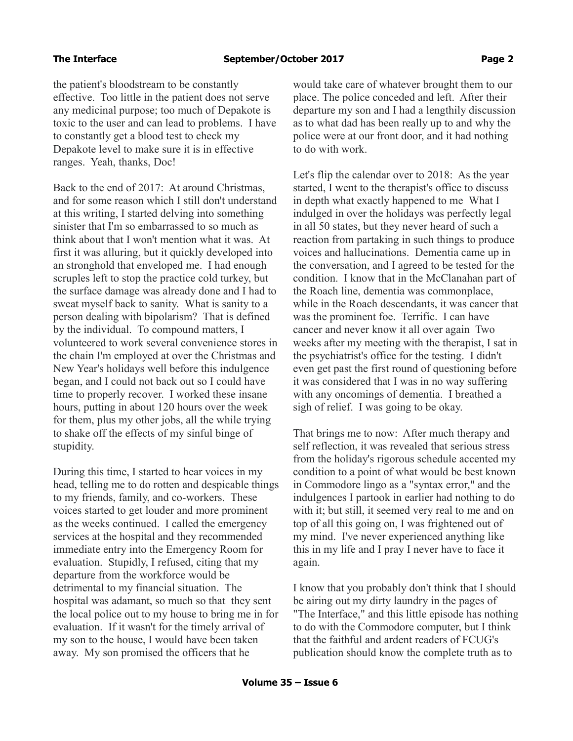the patient's bloodstream to be constantly effective. Too little in the patient does not serve any medicinal purpose; too much of Depakote is toxic to the user and can lead to problems. I have to constantly get a blood test to check my Depakote level to make sure it is in effective ranges. Yeah, thanks, Doc!

Back to the end of 2017: At around Christmas, and for some reason which I still don't understand at this writing, I started delving into something sinister that I'm so embarrassed to so much as think about that I won't mention what it was. At first it was alluring, but it quickly developed into an stronghold that enveloped me. I had enough scruples left to stop the practice cold turkey, but the surface damage was already done and I had to sweat myself back to sanity. What is sanity to a person dealing with bipolarism? That is defined by the individual. To compound matters, I volunteered to work several convenience stores in the chain I'm employed at over the Christmas and New Year's holidays well before this indulgence began, and I could not back out so I could have time to properly recover. I worked these insane hours, putting in about 120 hours over the week for them, plus my other jobs, all the while trying to shake off the effects of my sinful binge of stupidity.

During this time, I started to hear voices in my head, telling me to do rotten and despicable things to my friends, family, and co-workers. These voices started to get louder and more prominent as the weeks continued. I called the emergency services at the hospital and they recommended immediate entry into the Emergency Room for evaluation. Stupidly, I refused, citing that my departure from the workforce would be detrimental to my financial situation. The hospital was adamant, so much so that they sent the local police out to my house to bring me in for evaluation. If it wasn't for the timely arrival of my son to the house, I would have been taken away. My son promised the officers that he would take care of whatever brought them to our place. The police conceded and left. After their departure my son and I had a lengthily discussion as to what dad has been really up to and why the police were at our front door, and it had nothing to do with work.

Let's flip the calendar over to 2018: As the year started, I went to the therapist's office to discuss in depth what exactly happened to me What I indulged in over the holidays was perfectly legal in all 50 states, but they never heard of such a reaction from partaking in such things to produce voices and hallucinations. Dementia came up in the conversation, and I agreed to be tested for the condition. I know that in the McClanahan part of the Roach line, dementia was commonplace, while in the Roach descendants, it was cancer that was the prominent foe. Terrific. I can have cancer and never know it all over again Two weeks after my meeting with the therapist, I sat in the psychiatrist's office for the testing. I didn't even get past the first round of questioning before it was considered that I was in no way suffering with any oncomings of dementia. I breathed a sigh of relief. I was going to be okay.

That brings me to now: After much therapy and self reflection, it was revealed that serious stress from the holiday's rigorous schedule accented my condition to a point of what would be best known in Commodore lingo as a "syntax error," and the indulgences I partook in earlier had nothing to do with it; but still, it seemed very real to me and on top of all this going on, I was frightened out of my mind. I've never experienced anything like this in my life and I pray I never have to face it again.

I know that you probably don't think that I should be airing out my dirty laundry in the pages of "The Interface," and this little episode has nothing to do with the Commodore computer, but I think that the faithful and ardent readers of FCUG's publication should know the complete truth as to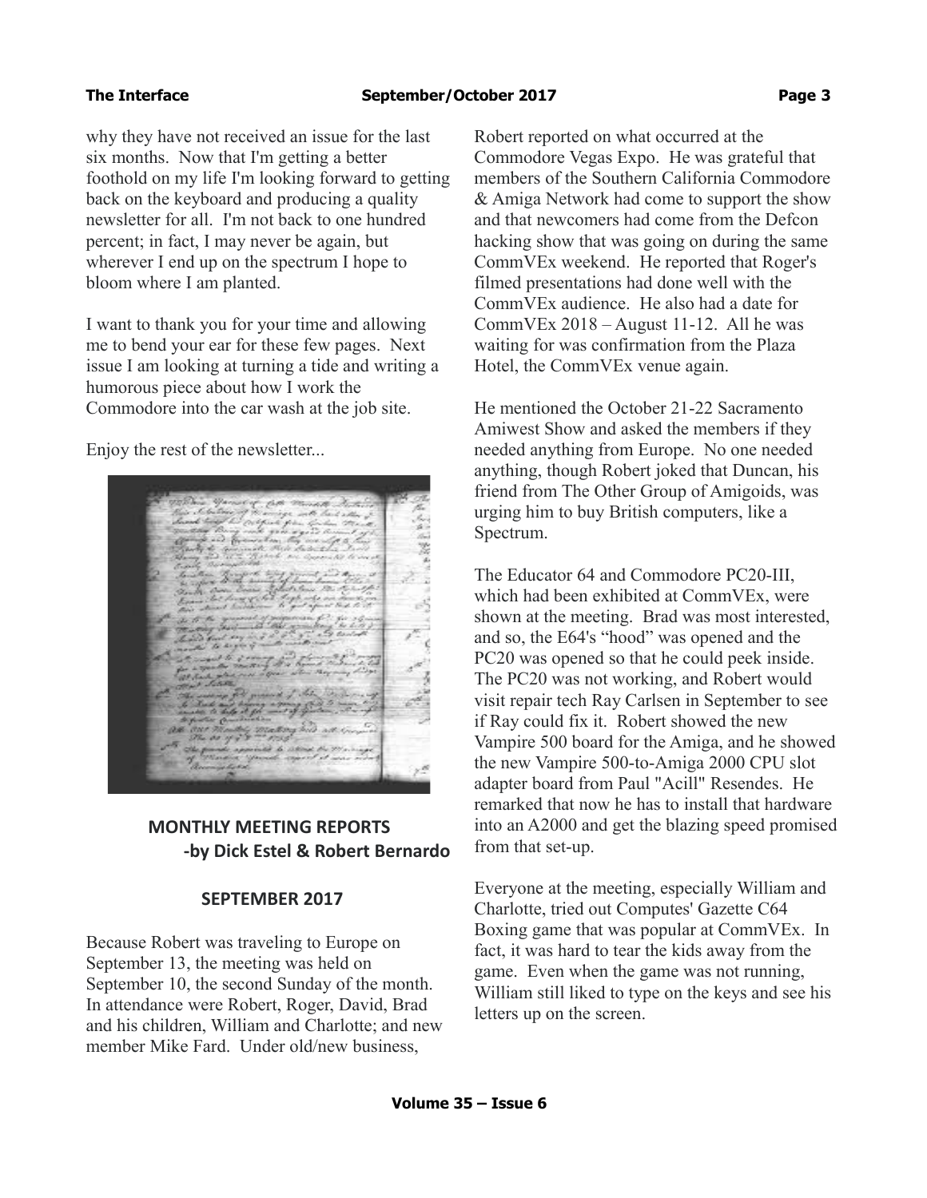why they have not received an issue for the last six months. Now that I'm getting a better foothold on my life I'm looking forward to getting back on the keyboard and producing a quality newsletter for all. I'm not back to one hundred percent; in fact, I may never be again, but wherever I end up on the spectrum I hope to bloom where I am planted.

I want to thank you for your time and allowing me to bend your ear for these few pages. Next issue I am looking at turning a tide and writing a humorous piece about how I work the Commodore into the car wash at the job site.

Enjoy the rest of the newsletter...

## MONTHLY MEETING REPORTS

**-by Dick Estel & Robert Bernardo**

### SEPTEMBER 2017

Because Robert was traveling to Europe on September 13, the meeting was held on September 10, the second Sunday of the month. In attendance were Robert, Roger, David, Brad and his children, William and Charlotte; and new member Mike Fard. Under old/new business, Robert reported on what occurred at the Commodore Vegas Expo. He was grateful that members of the Southern California Commodore & Amiga Network had come to support the show and that newcomers had come from the Defcon hacking show that was going on during the same CommVEx weekend. He reported that Roger's filmed presentations had done well with the CommVEx audience. He also had a date for CommVEx 2018 – August 11-12. All he was waiting for was confirmation from the Plaza Hotel, the CommVEx venue again.

He mentioned the October 21-22 Sacramento Amiwest Show and asked the members if they needed anything from Europe. No one needed anything, though Robert joked that Duncan, his friend from The Other Group of Amigoids, was urging him to buy British computers, like a Spectrum.

The Educator 64 and Commodore PC20-III, which had been exhibited at CommVEx, were shown at the meeting. Brad was most interested, and so, the E64's "hood" was opened and the PC20 was opened so that he could peek inside. The PC20 was not working, and Robert would visit repair tech Ray Carlsen in September to see if Ray could fix it. Robert showed the new Vampire 500 board for the Amiga, and he showed the new Vampire 500-to-Amiga 2000 CPU slot adapter board from Paul "Acill" Resendes. He remarked that now he has to install that hardware into an A2000 and get the blazing speed promised from that set-up.

Everyone at the meeting, especially William and Charlotte, tried out Computes' Gazette C64 Boxing game that was popular at CommVEx. In fact, it was hard to tear the kids away from the game. Even when the game was not running, William still liked to type on the keys and see his letters up on the screen.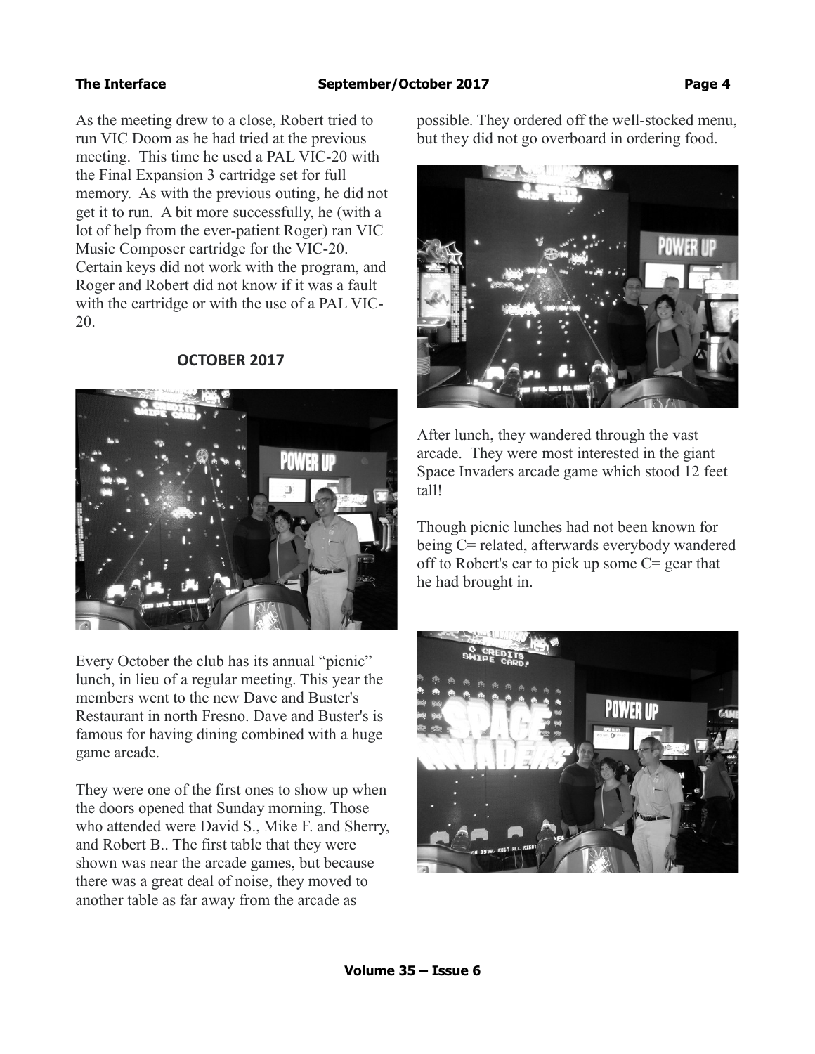As the meeting drew to a close, Robert tried to run VIC Doom as he had tried at the previous meeting. This time he used a PAL VIC-20 with the Final Expansion 3 cartridge set for full memory. As with the previous outing, he did not get it to run. A bit more successfully, he (with a lot of help from the ever-patient Roger) ran VIC Music Composer cartridge for the VIC-20. Certain keys did not work with the program, and Roger and Robert did not know if it was a fault with the cartridge or with the use of a PAL VIC-20.

## OCTOBER 2017

Every October the club has its annual "picnic" lunch, in lieu of a regular meeting. This year the members went to the new Dave and Buster's Restaurant in north Fresno. Dave and Buster's is famous for having dining combined with a huge game arcade.

They were one of the first ones to show up when the doors opened that Sunday morning. Those who attended were David S., Mike F. and Sherry, and Robert B.. The first table that they were shown was near the arcade games, but because there was a great deal of noise, they moved to another table as far away from the arcade as possible. They ordered off the well-stocked menu, but they did not go overboard in ordering food.

After lunch, they wandered through the vast arcade. They were most interested in the giant Space Invaders arcade game which stood 12 feet tall!

Though picnic lunches had not been known for being C= related, afterwards everybody wandered off to Robert's car to pick up some C= gear that he had brought in.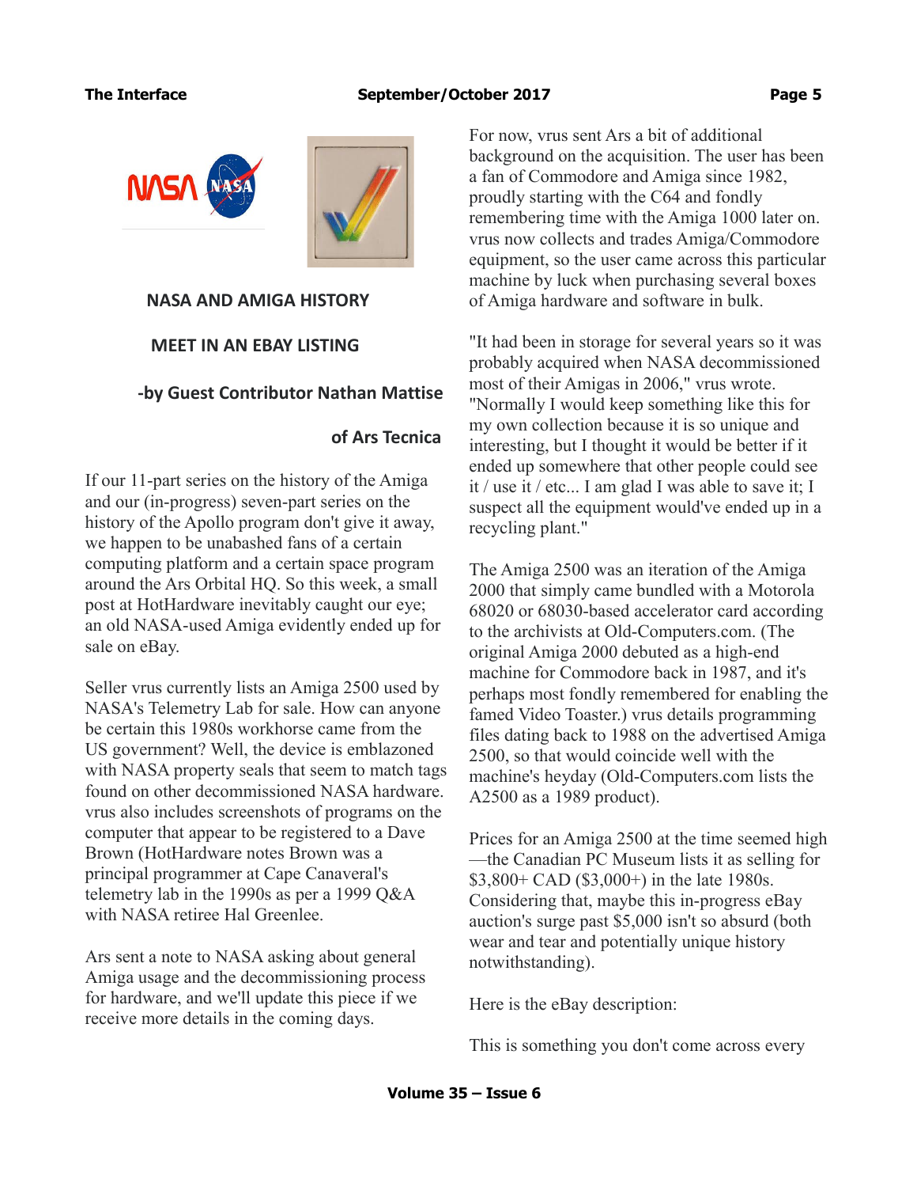## NASA AND AMIGA HISTORY

## MEET IN AN EBAY LISTING

**-by Guest Contributor Nathan Mattise**

**of Ars Tecnica**

If our 11-part series on the history of the Amiga and our (in-progress) seven-part series on the history of the Apollo program don't give it away, we happen to be unabashed fans of a certain computing platform and a certain space program around the Ars Orbital HQ. So this week, a small post at HotHardware inevitably caught our eye; an old NASA-used Amiga evidently ended up for sale on eBay.

Seller vrus currently lists an Amiga 2500 used by NASA's Telemetry Lab for sale. How can anyone be certain this 1980s workhorse came from the US government? Well, the device is emblazoned with NASA property seals that seem to match tags found on other decommissioned NASA hardware. vrus also includes screenshots of programs on the computer that appear to be registered to a Dave Brown (HotHardware notes Brown was a principal programmer at Cape Canaveral's telemetry lab in the 1990s as per a 1999 Q&A with NASA retiree Hal Greenlee.

Ars sent a note to NASA asking about general Amiga usage and the decommissioning process for hardware, and we'll update this piece if we receive more details in the coming days.

For now, vrus sent Ars a bit of additional background on the acquisition. The user has been a fan of Commodore and Amiga since 1982, proudly starting with the C64 and fondly remembering time with the Amiga 1000 later on. vrus now collects and trades Amiga/Commodore equipment, so the user came across this particular machine by luck when purchasing several boxes of Amiga hardware and software in bulk.

"It had been in storage for several years so it was probably acquired when NASA decommissioned most of their Amigas in 2006," vrus wrote. "Normally I would keep something like this for my own collection because it is so unique and interesting, but I thought it would be better if it ended up somewhere that other people could see it / use it / etc... I am glad I was able to save it; I suspect all the equipment would've ended up in a recycling plant."

The Amiga 2500 was an iteration of the Amiga 2000 that simply came bundled with a Motorola 68020 or 68030-based accelerator card according to the archivists at Old-Computers.com. (The original Amiga 2000 debuted as a high-end machine for Commodore back in 1987, and it's perhaps most fondly remembered for enabling the famed Video Toaster.) vrus details programming files dating back to 1988 on the advertised Amiga 2500, so that would coincide well with the machine's heyday (Old-Computers.com lists the A2500 as a 1989 product).

Prices for an Amiga 2500 at the time seemed high —the Canadian PC Museum lists it as selling for $3,800+ CAD ($3,000+) in the late 1980s. Considering that, maybe this in-progress eBay auction's surge past $5,000 isn't so absurd (both wear and tear and potentially unique history notwithstanding).

Here is the eBay description:

This is something you don't come across every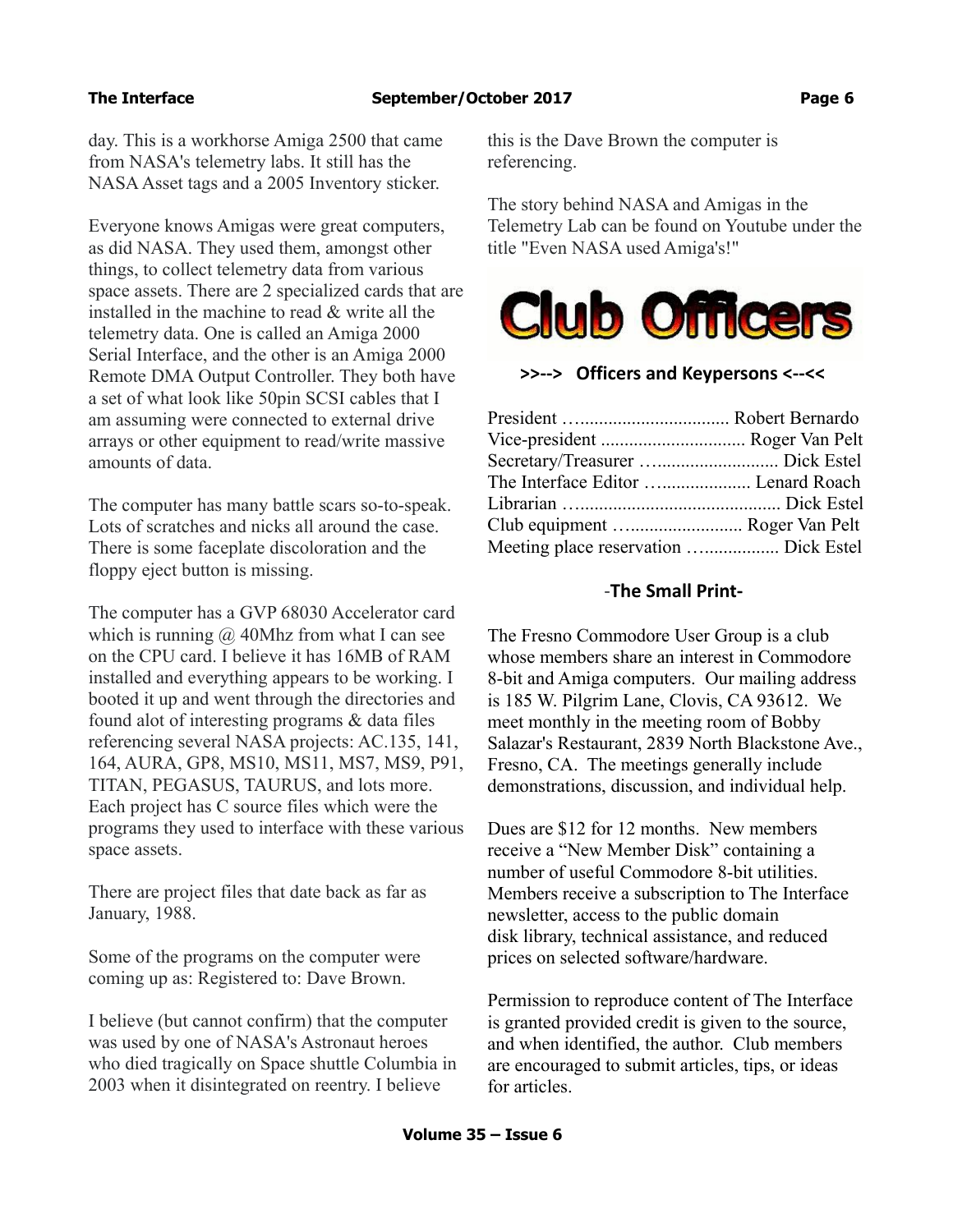day. This is a workhorse Amiga 2500 that came from NASA's telemetry labs. It still has the NASA Asset tags and a 2005 Inventory sticker.

Everyone knows Amigas were great computers, as did NASA. They used them, amongst other things, to collect telemetry data from various space assets. There are 2 specialized cards that are installed in the machine to read & write all the telemetry data. One is called an Amiga 2000 Serial Interface, and the other is an Amiga 2000 Remote DMA Output Controller. They both have a set of what look like 50pin SCSI cables that I am assuming were connected to external drive arrays or other equipment to read/write massive amounts of data.

The computer has many battle scars so-to-speak. Lots of scratches and nicks all around the case. There is some faceplate discoloration and the floppy eject button is missing.

The computer has a GVP 68030 Accelerator card which is running @ 40Mhz from what I can see on the CPU card. I believe it has 16MB of RAM installed and everything appears to be working. I booted it up and went through the directories and found alot of interesting programs & data files referencing several NASA projects: AC.135, 141, 164, AURA, GP8, MS10, MS11, MS7, MS9, P91, TITAN, PEGASUS, TAURUS, and lots more. Each project has C source files which were the programs they used to interface with these various space assets.

There are project files that date back as far as January, 1988.

Some of the programs on the computer were coming up as: Registered to: Dave Brown.

I believe (but cannot confirm) that the computer was used by one of NASA's Astronaut heroes who died tragically on Space shuttle Columbia in 2003 when it disintegrated on reentry. I believe this is the Dave Brown the computer is referencing.

The story behind NASA and Amigas in the Telemetry Lab can be found on Youtube under the title "Even NASA used Amiga's!"

# Club Officers

**>>--> Officers and Keypersons <--<<**

President …................................ Robert Bernardo
Vice-president .............................. Roger Van Pelt
Secretary/Treasurer …......................... Dick Estel
The Interface Editor …................... Lenard Roach
Librarian …........................................... Dick Estel
Club equipment …........................ Roger Van Pelt
Meeting place reservation …................ Dick Estel

## -The Small Print-

The Fresno Commodore User Group is a club whose members share an interest in Commodore 8-bit and Amiga computers. Our mailing address is 185 W. Pilgrim Lane, Clovis, CA 93612. We meet monthly in the meeting room of Bobby Salazar's Restaurant, 2839 North Blackstone Ave., Fresno, CA. The meetings generally include demonstrations, discussion, and individual help.

Dues are $12 for 12 months. New members receive a "New Member Disk" containing a number of useful Commodore 8-bit utilities. Members receive a subscription to The Interface newsletter, access to the public domain disk library, technical assistance, and reduced prices on selected software/hardware.

Permission to reproduce content of The Interface is granted provided credit is given to the source, and when identified, the author. Club members are encouraged to submit articles, tips, or ideas for articles.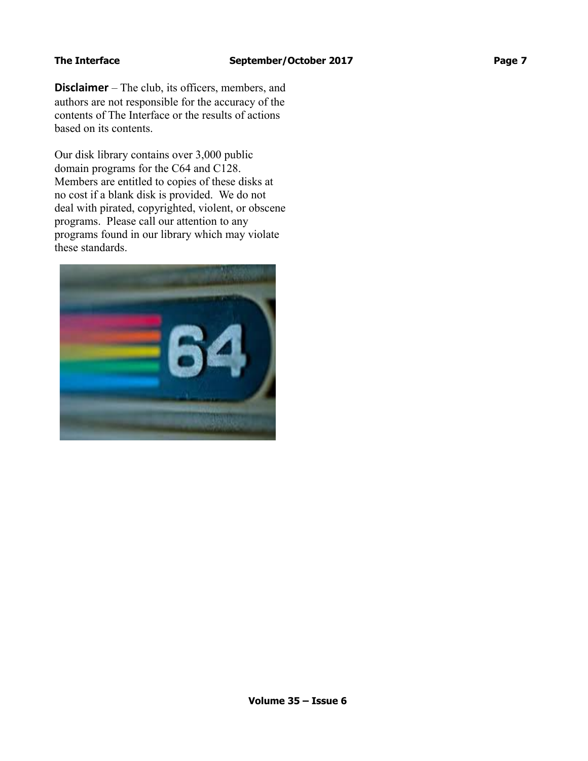**Disclaimer** – The club, its officers, members, and authors are not responsible for the accuracy of the contents of The Interface or the results of actions based on its contents.

Our disk library contains over 3,000 public domain programs for the C64 and C128. Members are entitled to copies of these disks at no cost if a blank disk is provided. We do not deal with pirated, copyrighted, violent, or obscene programs. Please call our attention to any programs found in our library which may violate these standards.